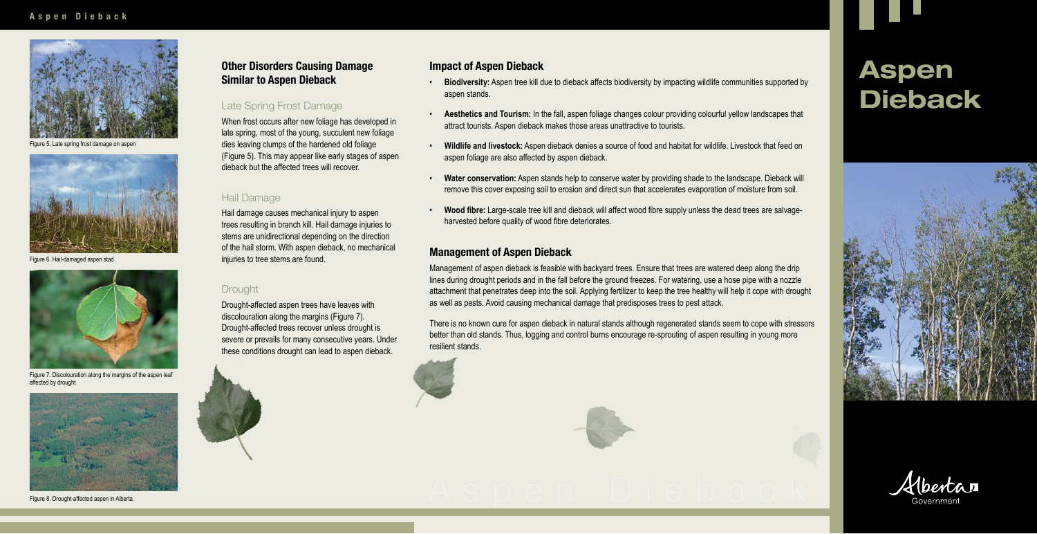# Aspen Dieback

Figure 5. Late spring frost damage on aspen

Figure 6. Hail-damaged aspen stad

Figure 7. Discolouration along the margins of the aspen leaf affected by drought

Figure 8. Drought-affected aspen in Alberta.

## Other Disorders Causing Damage Similar to Aspen Dieback

### Late Spring Frost Damage

When frost occurs after new foliage has developed in late spring, most of the young, succulent new foliage dies leaving clumps of the hardened old foliage (Figure 5). This may appear like early stages of aspen dieback but the affected trees will recover.

### Hail Damage

Hail damage causes mechanical injury to aspen trees resulting in branch kill. Hail damage injuries to stems are unidirectional depending on the direction of the hail storm. With aspen dieback, no mechanical injuries to tree stems are found.

### Drought

Drought-affected aspen trees have leaves with discolouration along the margins (Figure 7). Drought-affected trees recover unless drought is severe or prevails for many consecutive years. Under these conditions drought can lead to aspen dieback.

## Impact of Aspen Dieback

- **Biodiversity:** Aspen tree kill due to dieback affects biodiversity by impacting wildlife communities supported by aspen stands.
- **Aesthetics and Tourism:** In the fall, aspen foliage changes colour providing colourful yellow landscapes that attract tourists. Aspen dieback makes those areas unattractive to tourists.
- **Wildlife and livestock:** Aspen dieback denies a source of food and habitat for wildlife. Livestock that feed on aspen foliage are also affected by aspen dieback.
- **Water conservation:** Aspen stands help to conserve water by providing shade to the landscape. Dieback will remove this cover exposing soil to erosion and direct sun that accelerates evaporation of moisture from soil.
- **Wood fibre:** Large-scale tree kill and dieback will affect wood fibre supply unless the dead trees are salvage-harvested before quality of wood fibre deteriorates.

## Management of Aspen Dieback

Management of aspen dieback is feasible with backyard trees. Ensure that trees are watered deep along the drip lines during drought periods and in the fall before the ground freezes. For watering, use a hose pipe with a nozzle attachment that penetrates deep into the soil. Applying fertilizer to keep the tree healthy will help it cope with drought as well as pests. Avoid causing mechanical damage that predisposes trees to pest attack.

There is no known cure for aspen dieback in natural stands although regenerated stands seem to cope with stressors better than old stands. Thus, logging and control burns encourage re-sprouting of aspen resulting in young more resilient stands.

Alberta Government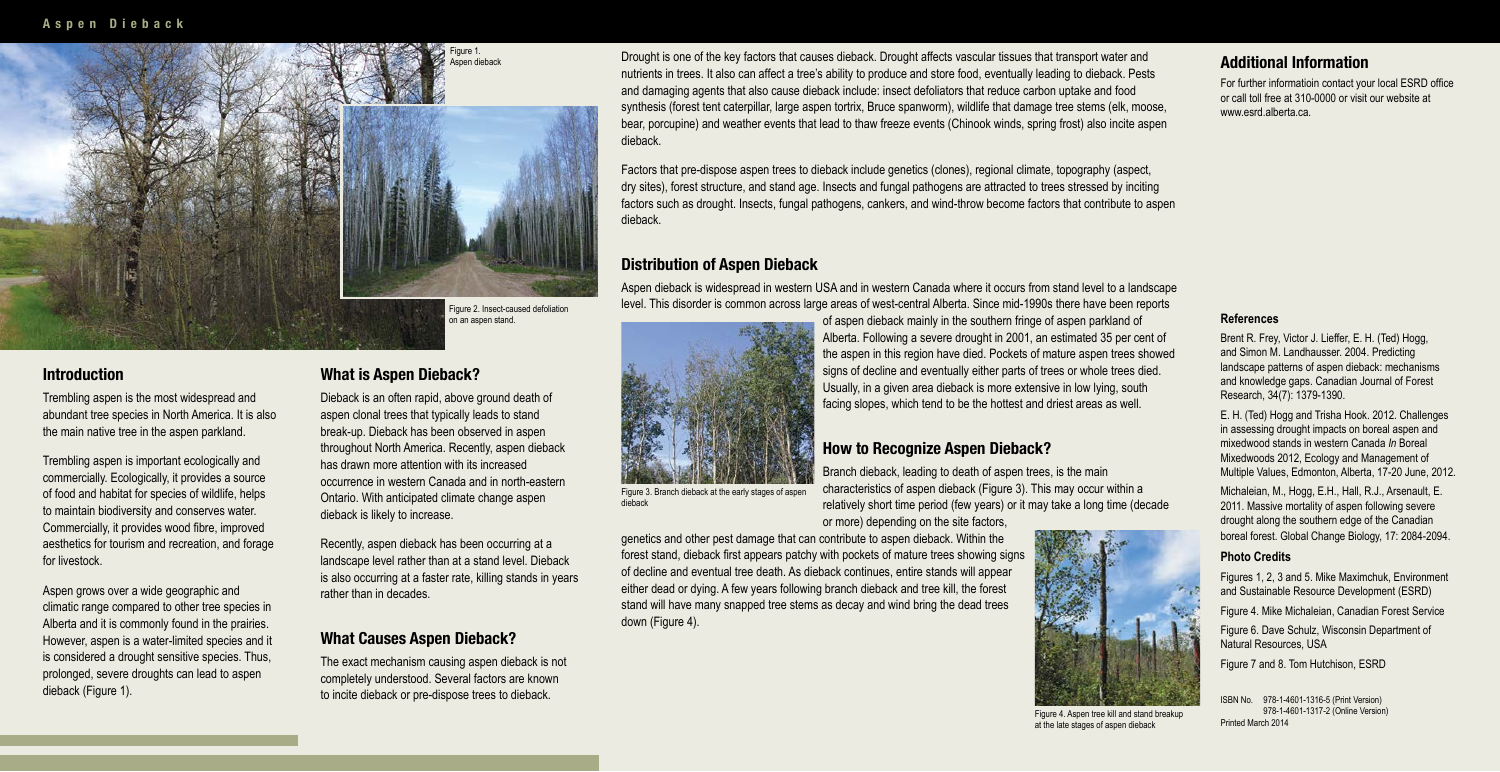# Aspen Dieback

Figure 1. Aspen dieback

Figure 2. Insect-caused defoliation on an aspen stand.

## Introduction

Trembling aspen is the most widespread and abundant tree species in North America. It is also the main native tree in the aspen parkland.

Trembling aspen is important ecologically and commercially. Ecologically, it provides a source of food and habitat for species of wildlife, helps to maintain biodiversity and conserves water. Commercially, it provides wood fibre, improved aesthetics for tourism and recreation, and forage for livestock.

Aspen grows over a wide geographic and climatic range compared to other tree species in Alberta and it is commonly found in the prairies. However, aspen is a water-limited species and it is considered a drought sensitive species. Thus, prolonged, severe droughts can lead to aspen dieback (Figure 1).

## What is Aspen Dieback?

Dieback is an often rapid, above ground death of aspen clonal trees that typically leads to stand break-up. Dieback has been observed in aspen throughout North America. Recently, aspen dieback has drawn more attention with its increased occurrence in western Canada and in north-eastern Ontario. With anticipated climate change aspen dieback is likely to increase.

Recently, aspen dieback has been occurring at a landscape level rather than at a stand level. Dieback is also occurring at a faster rate, killing stands in years rather than in decades.

## What Causes Aspen Dieback?

The exact mechanism causing aspen dieback is not completely understood. Several factors are known to incite dieback or pre-dispose trees to dieback.

Drought is one of the key factors that causes dieback. Drought affects vascular tissues that transport water and nutrients in trees. It also can affect a tree's ability to produce and store food, eventually leading to dieback. Pests and damaging agents that also cause dieback include: insect defoliators that reduce carbon uptake and food synthesis (forest tent caterpillar, large aspen tortrix, Bruce spanworm), wildlife that damage tree stems (elk, moose, bear, porcupine) and weather events that lead to thaw freeze events (Chinook winds, spring frost) also incite aspen dieback.

Factors that pre-dispose aspen trees to dieback include genetics (clones), regional climate, topography (aspect, dry sites), forest structure, and stand age. Insects and fungal pathogens are attracted to trees stressed by inciting factors such as drought. Insects, fungal pathogens, cankers, and wind-throw become factors that contribute to aspen dieback.

## Distribution of Aspen Dieback

Aspen dieback is widespread in western USA and in western Canada where it occurs from stand level to a landscape level. This disorder is common across large areas of west-central Alberta. Since mid-1990s there have been reports of aspen dieback mainly in the southern fringe of aspen parkland of Alberta. Following a severe drought in 2001, an estimated 35 per cent of the aspen in this region have died. Pockets of mature aspen trees showed signs of decline and eventually either parts of trees or whole trees died. Usually, in a given area dieback is more extensive in low lying, south facing slopes, which tend to be the hottest and driest areas as well.

Figure 3. Branch dieback at the early stages of aspen dieback

## How to Recognize Aspen Dieback?

Branch dieback, leading to death of aspen trees, is the main characteristics of aspen dieback (Figure 3). This may occur within a relatively short time period (few years) or it may take a long time (decade or more) depending on the site factors, genetics and other pest damage that can contribute to aspen dieback. Within the forest stand, dieback first appears patchy with pockets of mature trees showing signs of decline and eventual tree death. As dieback continues, entire stands will appear either dead or dying. A few years following branch dieback and tree kill, the forest stand will have many snapped tree stems as decay and wind bring the dead trees down (Figure 4).

Figure 4. Aspen tree kill and stand breakup at the late stages of aspen dieback

## Additional Information

For further informatioin contact your local ESRD office or call toll free at 310-0000 or visit our website at www.esrd.alberta.ca.

### References

Brent R. Frey, Victor J. Lieffer, E. H. (Ted) Hogg, and Simon M. Landhausser. 2004. Predicting landscape patterns of aspen dieback: mechanisms and knowledge gaps. Canadian Journal of Forest Research, 34(7): 1379-1390.

E. H. (Ted) Hogg and Trisha Hook. 2012. Challenges in assessing drought impacts on boreal aspen and mixedwood stands in western Canada *In* Boreal Mixedwoods 2012, Ecology and Management of Multiple Values, Edmonton, Alberta, 17-20 June, 2012.

Michaleian, M., Hogg, E.H., Hall, R.J., Arsenault, E. 2011. Massive mortality of aspen following severe drought along the southern edge of the Canadian boreal forest. Global Change Biology, 17: 2084-2094.

### Photo Credits

Figures 1, 2, 3 and 5. Mike Maximchuk, Environment and Sustainable Resource Development (ESRD)

Figure 4. Mike Michaleian, Canadian Forest Service

Figure 6. Dave Schulz, Wisconsin Department of Natural Resources, USA

Figure 7 and 8. Tom Hutchison, ESRD

ISBN No. 978-1-4601-1316-5 (Print Version)
978-1-4601-1317-2 (Online Version)
Printed March 2014